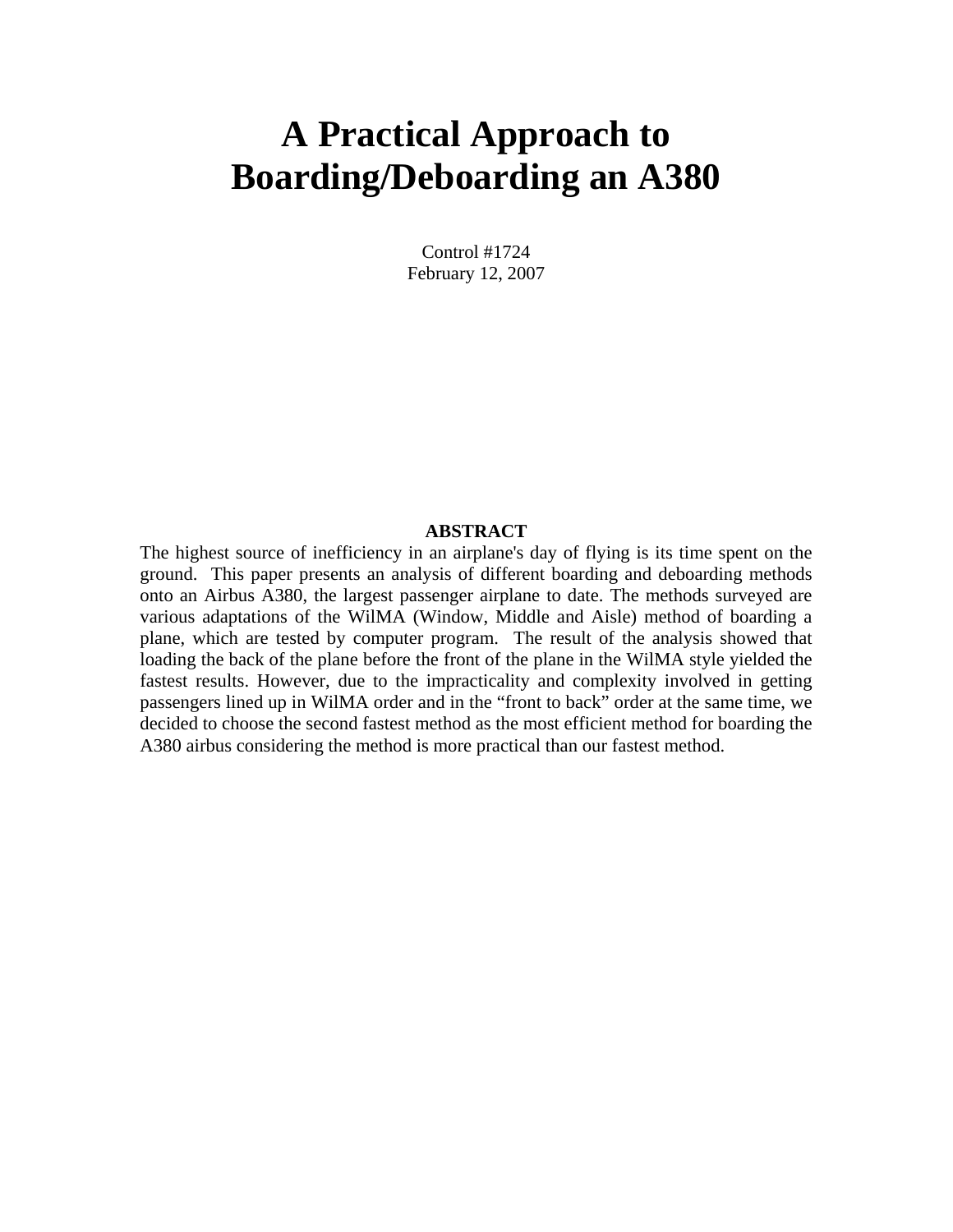# A Practical Approach to Boarding/Deboarding an A380

Control #1724
February 12, 2007

**ABSTRACT**

The highest source of inefficiency in an airplane's day of flying is its time spent on the ground. This paper presents an analysis of different boarding and deboarding methods onto an Airbus A380, the largest passenger airplane to date. The methods surveyed are various adaptations of the WilMA (Window, Middle and Aisle) method of boarding a plane, which are tested by computer program. The result of the analysis showed that loading the back of the plane before the front of the plane in the WilMA style yielded the fastest results. However, due to the impracticality and complexity involved in getting passengers lined up in WilMA order and in the "front to back" order at the same time, we decided to choose the second fastest method as the most efficient method for boarding the A380 airbus considering the method is more practical than our fastest method.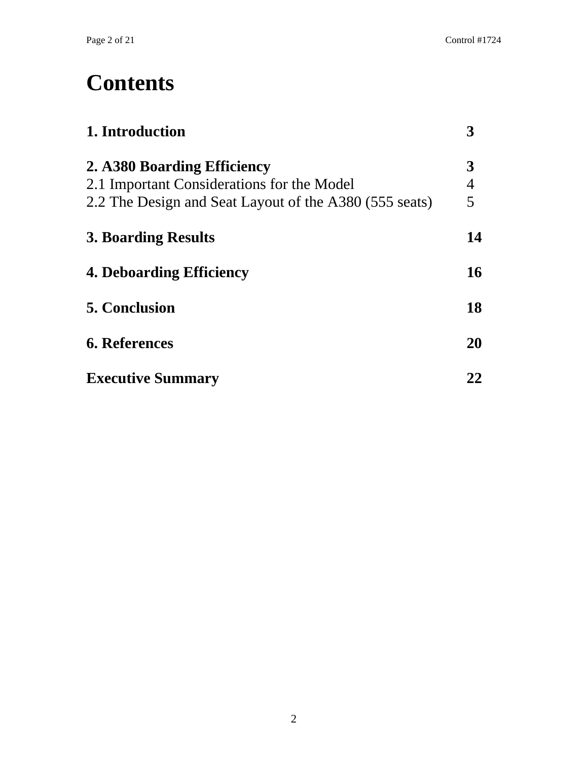# Contents

| | |
|---|---|
| **1. Introduction** | **3** |
| **2. A380 Boarding Efficiency** | **3** |
| 2.1 Important Considerations for the Model | 4 |
| 2.2 The Design and Seat Layout of the A380 (555 seats) | 5 |
| **3. Boarding Results** | **14** |
| **4. Deboarding Efficiency** | **16** |
| **5. Conclusion** | **18** |
| **6. References** | **20** |
| **Executive Summary** | **22** |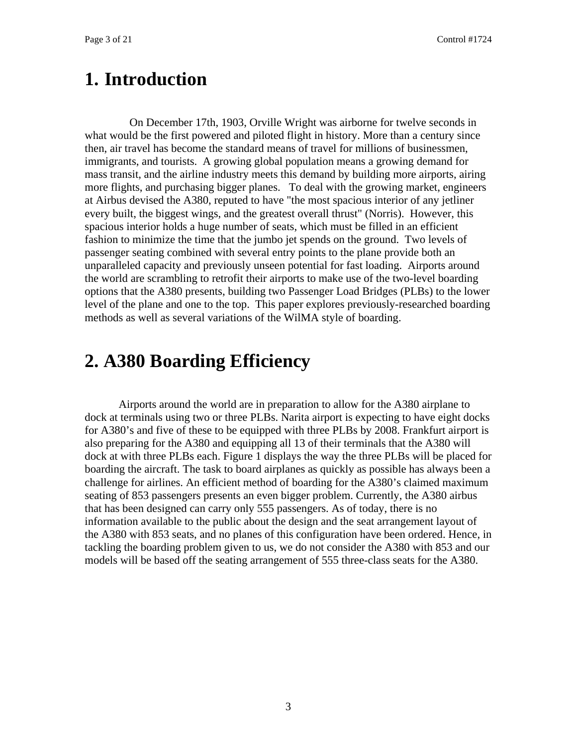# 1. Introduction

On December 17th, 1903, Orville Wright was airborne for twelve seconds in what would be the first powered and piloted flight in history. More than a century since then, air travel has become the standard means of travel for millions of businessmen, immigrants, and tourists. A growing global population means a growing demand for mass transit, and the airline industry meets this demand by building more airports, airing more flights, and purchasing bigger planes. To deal with the growing market, engineers at Airbus devised the A380, reputed to have "the most spacious interior of any jetliner every built, the biggest wings, and the greatest overall thrust" (Norris). However, this spacious interior holds a huge number of seats, which must be filled in an efficient fashion to minimize the time that the jumbo jet spends on the ground. Two levels of passenger seating combined with several entry points to the plane provide both an unparalleled capacity and previously unseen potential for fast loading. Airports around the world are scrambling to retrofit their airports to make use of the two-level boarding options that the A380 presents, building two Passenger Load Bridges (PLBs) to the lower level of the plane and one to the top. This paper explores previously-researched boarding methods as well as several variations of the WilMA style of boarding.

# 2. A380 Boarding Efficiency

Airports around the world are in preparation to allow for the A380 airplane to dock at terminals using two or three PLBs. Narita airport is expecting to have eight docks for A380's and five of these to be equipped with three PLBs by 2008. Frankfurt airport is also preparing for the A380 and equipping all 13 of their terminals that the A380 will dock at with three PLBs each. Figure 1 displays the way the three PLBs will be placed for boarding the aircraft. The task to board airplanes as quickly as possible has always been a challenge for airlines. An efficient method of boarding for the A380's claimed maximum seating of 853 passengers presents an even bigger problem. Currently, the A380 airbus that has been designed can carry only 555 passengers. As of today, there is no information available to the public about the design and the seat arrangement layout of the A380 with 853 seats, and no planes of this configuration have been ordered. Hence, in tackling the boarding problem given to us, we do not consider the A380 with 853 and our models will be based off the seating arrangement of 555 three-class seats for the A380.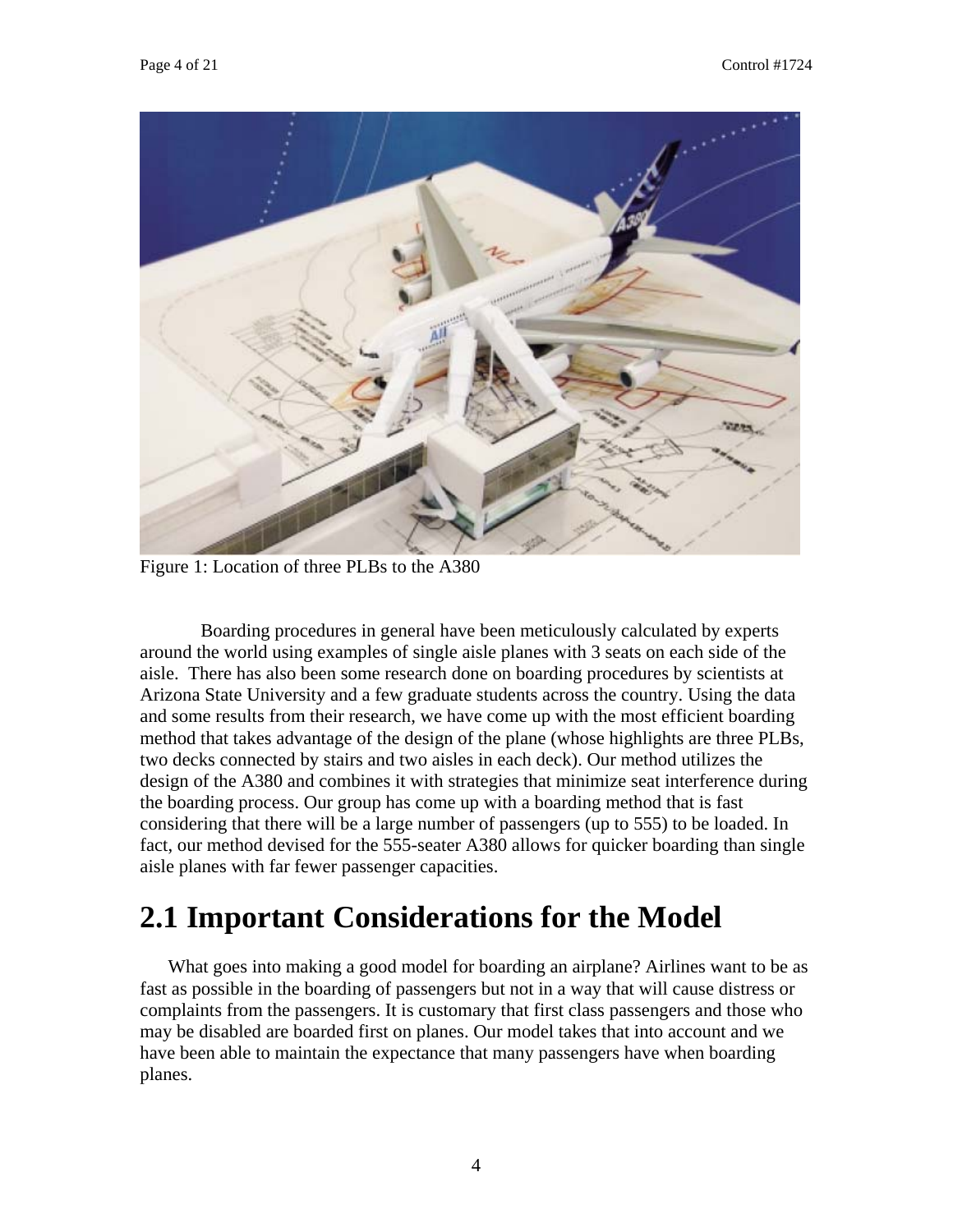Figure 1: Location of three PLBs to the A380

Boarding procedures in general have been meticulously calculated by experts around the world using examples of single aisle planes with 3 seats on each side of the aisle. There has also been some research done on boarding procedures by scientists at Arizona State University and a few graduate students across the country. Using the data and some results from their research, we have come up with the most efficient boarding method that takes advantage of the design of the plane (whose highlights are three PLBs, two decks connected by stairs and two aisles in each deck). Our method utilizes the design of the A380 and combines it with strategies that minimize seat interference during the boarding process. Our group has come up with a boarding method that is fast considering that there will be a large number of passengers (up to 555) to be loaded. In fact, our method devised for the 555-seater A380 allows for quicker boarding than single aisle planes with far fewer passenger capacities.

# 2.1 Important Considerations for the Model

What goes into making a good model for boarding an airplane? Airlines want to be as fast as possible in the boarding of passengers but not in a way that will cause distress or complaints from the passengers. It is customary that first class passengers and those who may be disabled are boarded first on planes. Our model takes that into account and we have been able to maintain the expectance that many passengers have when boarding planes.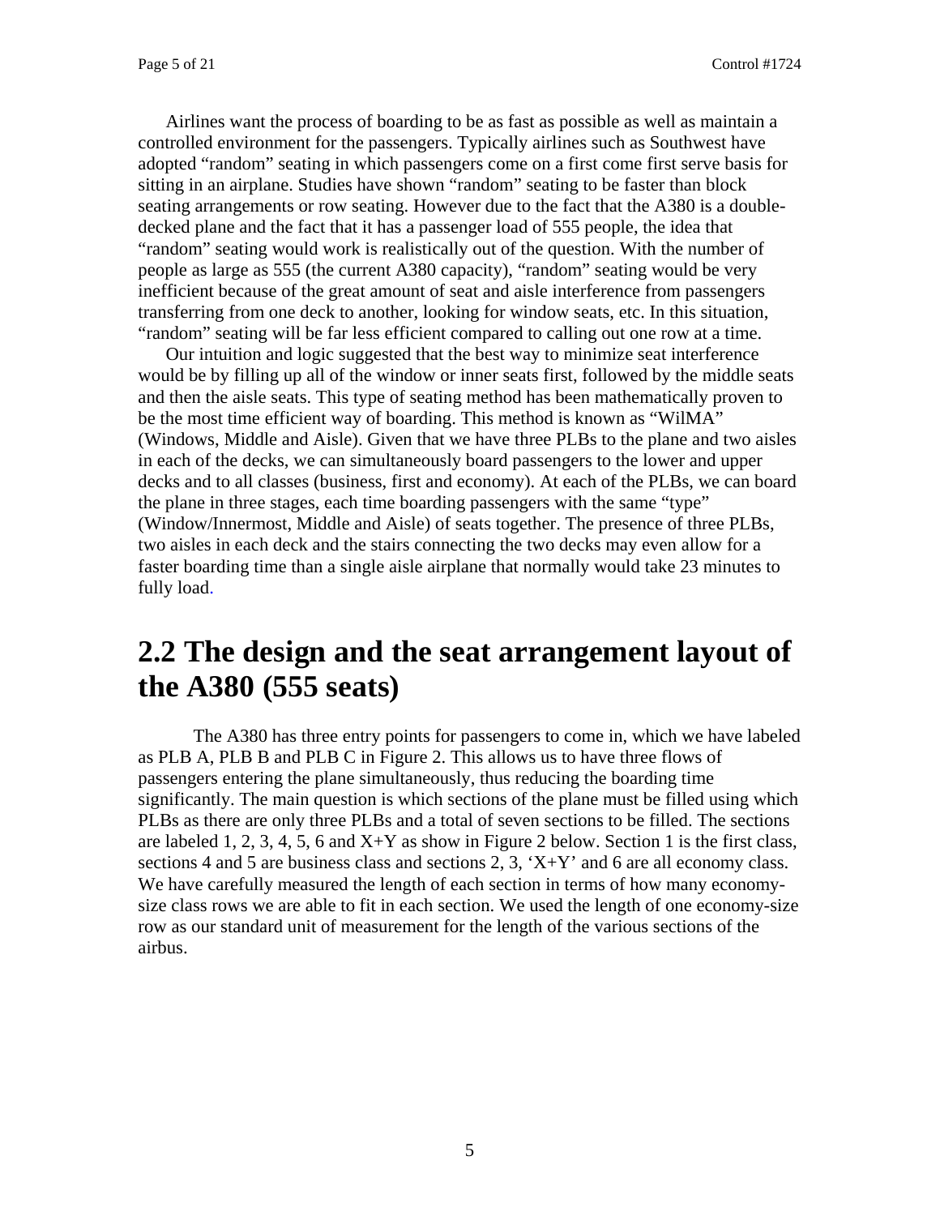Airlines want the process of boarding to be as fast as possible as well as maintain a controlled environment for the passengers. Typically airlines such as Southwest have adopted "random" seating in which passengers come on a first come first serve basis for sitting in an airplane. Studies have shown "random" seating to be faster than block seating arrangements or row seating. However due to the fact that the A380 is a double-decked plane and the fact that it has a passenger load of 555 people, the idea that "random" seating would work is realistically out of the question. With the number of people as large as 555 (the current A380 capacity), "random" seating would be very inefficient because of the great amount of seat and aisle interference from passengers transferring from one deck to another, looking for window seats, etc. In this situation, "random" seating will be far less efficient compared to calling out one row at a time.

Our intuition and logic suggested that the best way to minimize seat interference would be by filling up all of the window or inner seats first, followed by the middle seats and then the aisle seats. This type of seating method has been mathematically proven to be the most time efficient way of boarding. This method is known as "WilMA" (Windows, Middle and Aisle). Given that we have three PLBs to the plane and two aisles in each of the decks, we can simultaneously board passengers to the lower and upper decks and to all classes (business, first and economy). At each of the PLBs, we can board the plane in three stages, each time boarding passengers with the same "type" (Window/Innermost, Middle and Aisle) of seats together. The presence of three PLBs, two aisles in each deck and the stairs connecting the two decks may even allow for a faster boarding time than a single aisle airplane that normally would take 23 minutes to fully load.

## 2.2 The design and the seat arrangement layout of the A380 (555 seats)

The A380 has three entry points for passengers to come in, which we have labeled as PLB A, PLB B and PLB C in Figure 2. This allows us to have three flows of passengers entering the plane simultaneously, thus reducing the boarding time significantly. The main question is which sections of the plane must be filled using which PLBs as there are only three PLBs and a total of seven sections to be filled. The sections are labeled 1, 2, 3, 4, 5, 6 and X+Y as show in Figure 2 below. Section 1 is the first class, sections 4 and 5 are business class and sections 2, 3, 'X+Y' and 6 are all economy class. We have carefully measured the length of each section in terms of how many economy-size class rows we are able to fit in each section. We used the length of one economy-size row as our standard unit of measurement for the length of the various sections of the airbus.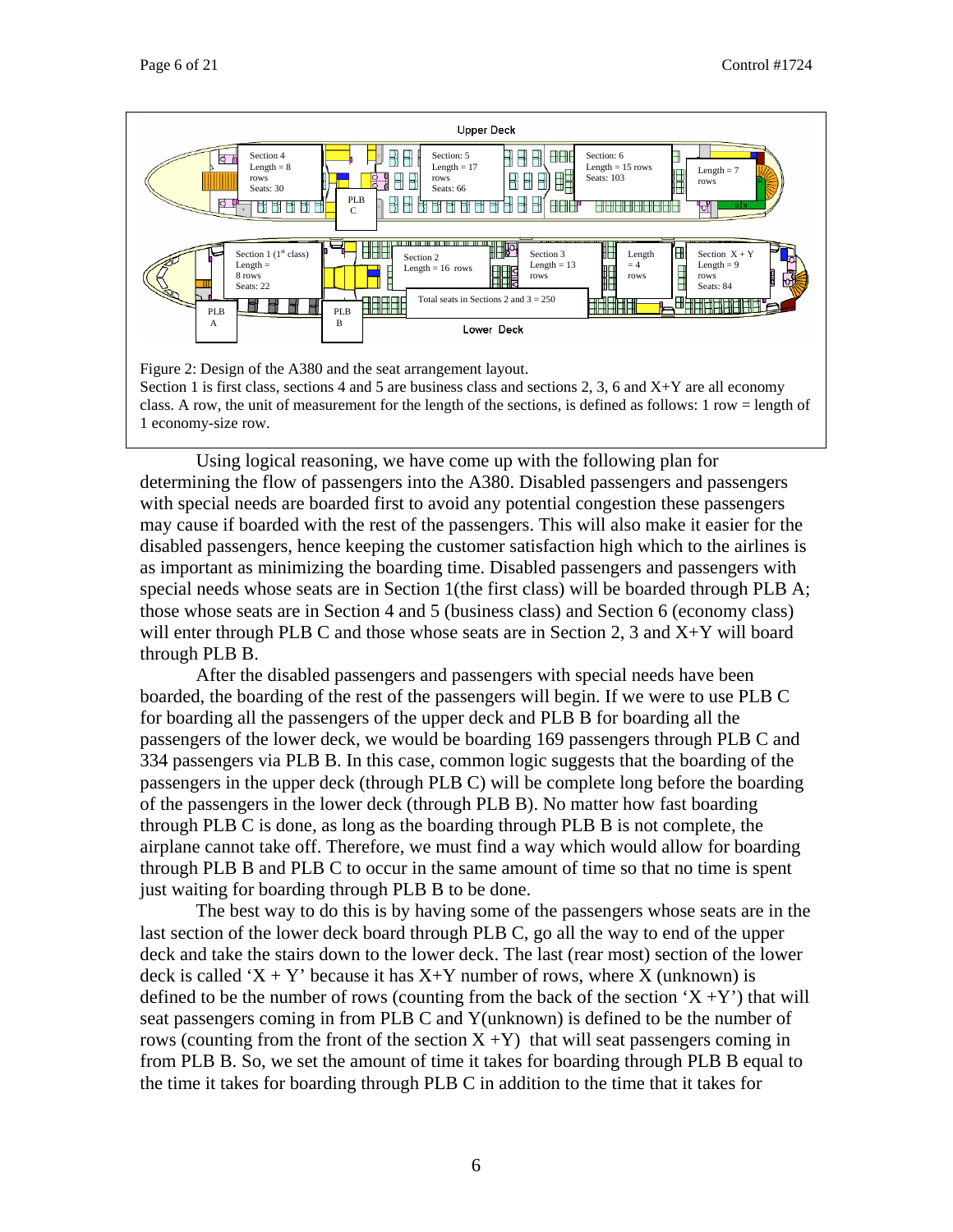Figure 2: Design of the A380 and the seat arrangement layout.
Section 1 is first class, sections 4 and 5 are business class and sections 2, 3, 6 and X+Y are all economy class. A row, the unit of measurement for the length of the sections, is defined as follows: 1 row = length of 1 economy-size row.

Using logical reasoning, we have come up with the following plan for determining the flow of passengers into the A380. Disabled passengers and passengers with special needs are boarded first to avoid any potential congestion these passengers may cause if boarded with the rest of the passengers. This will also make it easier for the disabled passengers, hence keeping the customer satisfaction high which to the airlines is as important as minimizing the boarding time. Disabled passengers and passengers with special needs whose seats are in Section 1(the first class) will be boarded through PLB A; those whose seats are in Section 4 and 5 (business class) and Section 6 (economy class) will enter through PLB C and those whose seats are in Section 2, 3 and X+Y will board through PLB B.

After the disabled passengers and passengers with special needs have been boarded, the boarding of the rest of the passengers will begin. If we were to use PLB C for boarding all the passengers of the upper deck and PLB B for boarding all the passengers of the lower deck, we would be boarding 169 passengers through PLB C and 334 passengers via PLB B. In this case, common logic suggests that the boarding of the passengers in the upper deck (through PLB C) will be complete long before the boarding of the passengers in the lower deck (through PLB B). No matter how fast boarding through PLB C is done, as long as the boarding through PLB B is not complete, the airplane cannot take off. Therefore, we must find a way which would allow for boarding through PLB B and PLB C to occur in the same amount of time so that no time is spent just waiting for boarding through PLB B to be done.

The best way to do this is by having some of the passengers whose seats are in the last section of the lower deck board through PLB C, go all the way to end of the upper deck and take the stairs down to the lower deck. The last (rear most) section of the lower deck is called 'X + Y' because it has X+Y number of rows, where X (unknown) is defined to be the number of rows (counting from the back of the section 'X +Y') that will seat passengers coming in from PLB C and Y(unknown) is defined to be the number of rows (counting from the front of the section X +Y) that will seat passengers coming in from PLB B. So, we set the amount of time it takes for boarding through PLB B equal to the time it takes for boarding through PLB C in addition to the time that it takes for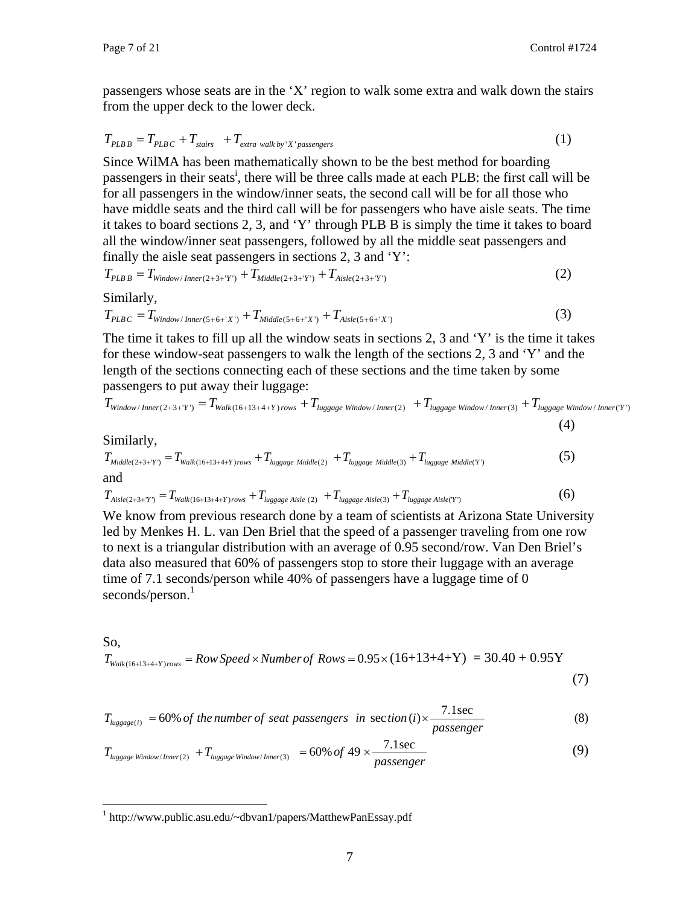passengers whose seats are in the 'X' region to walk some extra and walk down the stairs from the upper deck to the lower deck.

$$T_{PLB\,B} = T_{PLB\,C} + T_{stairs} \quad + T_{extra\ walk\ by\ 'X'\ passengers} \tag{1}$$

Since WilMA has been mathematically shown to be the best method for boarding passengers in their seats[i], there will be three calls made at each PLB: the first call will be for all passengers in the window/inner seats, the second call will be for all those who have middle seats and the third call will be for passengers who have aisle seats. The time it takes to board sections 2, 3, and 'Y' through PLB B is simply the time it takes to board all the window/inner seat passengers, followed by all the middle seat passengers and finally the aisle seat passengers in sections 2, 3 and 'Y':

$$T_{PLB\,B} = T_{Window/Inner(2+3+'Y')} + T_{Middle(2+3+'Y')} + T_{Aisle(2+3+'Y')} \tag{2}$$

Similarly,

$$T_{PLB\,C} = T_{Window/Inner(5+6+'X')} + T_{Middle(5+6+'X')} + T_{Aisle(5+6+'X')} \tag{3}$$

The time it takes to fill up all the window seats in sections 2, 3 and 'Y' is the time it takes for these window-seat passengers to walk the length of the sections 2, 3 and 'Y' and the length of the sections connecting each of these sections and the time taken by some passengers to put away their luggage:

$$T_{Window/Inner(2+3+'Y')} = T_{Walk(16+13+4+Y)\,rows} + T_{luggage\ Window/Inner(2)} \quad + T_{luggage\ Window/Inner(3)} + T_{luggage\ Window/Inner('Y')} \tag{4}$$

Similarly,

$$T_{Middle(2+3+'Y')} = T_{Walk(16+13+4+Y)\,rows} + T_{luggage\ Middle(2)} \quad + T_{luggage\ Middle(3)} + T_{luggage\ Middle('Y')} \tag{5}$$

and

$$T_{Aisle(2+3+'Y')} = T_{Walk(16+13+4+Y)\,rows} + T_{luggage\ Aisle\ (2)} \quad + T_{luggage\ Aisle(3)} + T_{luggage\ Aisle('Y')} \tag{6}$$

We know from previous research done by a team of scientists at Arizona State University led by Menkes H. L. van Den Briel that the speed of a passenger traveling from one row to next is a triangular distribution with an average of 0.95 second/row. Van Den Briel's data also measured that 60% of passengers stop to store their luggage with an average time of 7.1 seconds/person while 40% of passengers have a luggage time of 0 seconds/person.[1]

So,

$$T_{Walk(16+13+4+Y)\,rows} = Row\,Speed \times Number\,of\ Rows = 0.95 \times (16+13+4+\text{Y}) \;= 30.40 + 0.95\text{Y} \tag{7}$$

$$T_{luggage(i)} \;= 60\%\ of\ the\,number\,of\ seat\ passengers\ \ in\ \sec tion\,(i) \times \frac{7.1\sec}{passenger} \tag{8}$$

$$T_{luggage\,Window/Inner(2)} \;+ T_{luggage\,Window/Inner(3)} \quad = 60\%\,of\ 49 \times \frac{7.1\sec}{passenger} \tag{9}$$

---

[1] http://www.public.asu.edu/~dbvan1/papers/MatthewPanEssay.pdf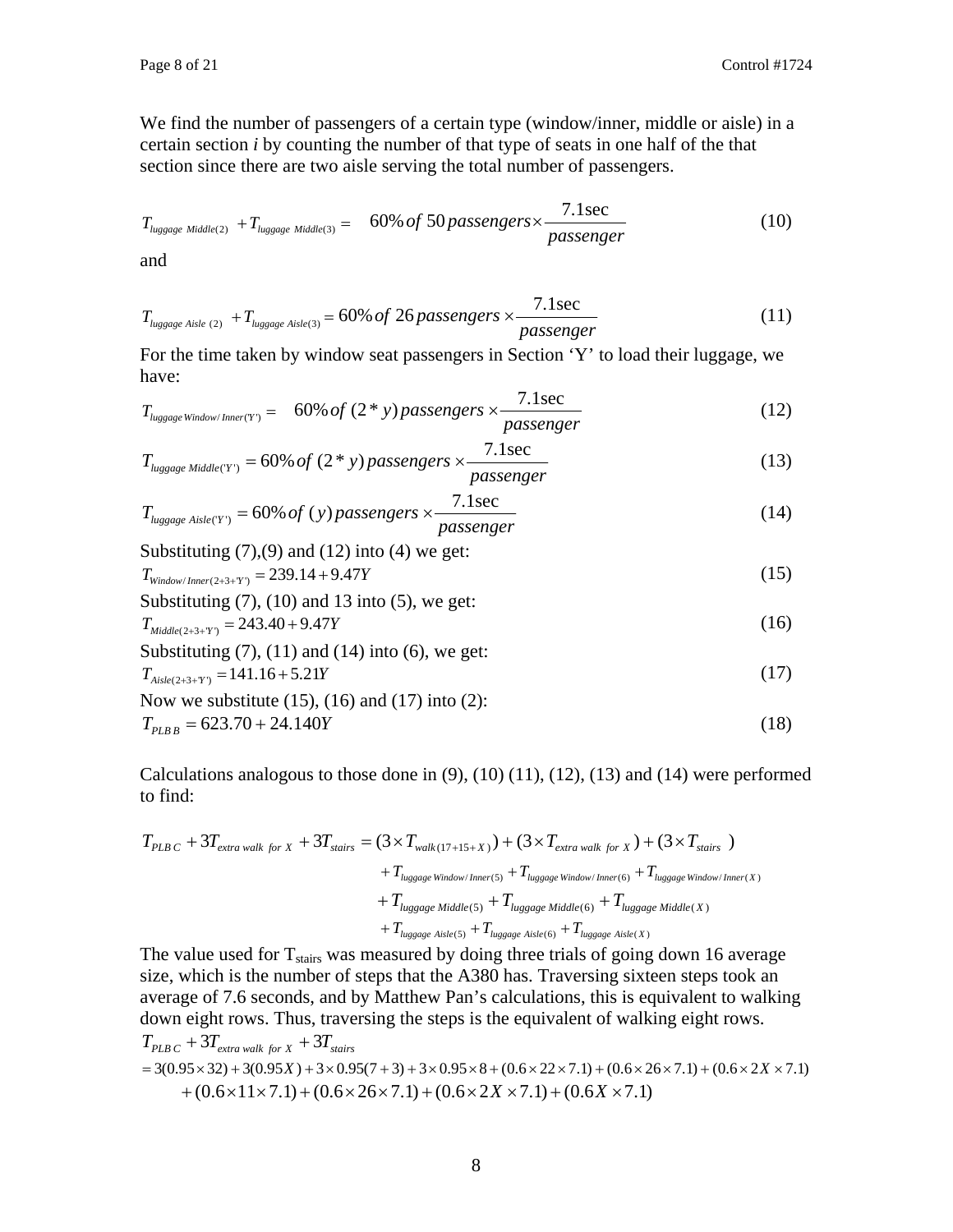We find the number of passengers of a certain type (window/inner, middle or aisle) in a certain section *i* by counting the number of that type of seats in one half of the that section since there are two aisle serving the total number of passengers.

$$T_{luggage\ Middle(2)} + T_{luggage\ Middle(3)} = 60\%\, of\ 50\, passengers \times \frac{7.1\sec}{passenger} \tag{10}$$

and

$$T_{luggage\ Aisle\ (2)} + T_{luggage\ Aisle(3)} = 60\%\, of\ 26\, passengers \times \frac{7.1\sec}{passenger} \tag{11}$$

For the time taken by window seat passengers in Section 'Y' to load their luggage, we have:

$$T_{luggage\,Window/Inner('Y')} = 60\%\, of\ (2*y)\, passengers \times \frac{7.1\sec}{passenger} \tag{12}$$

$$T_{luggage\ Middle('Y')} = 60\%\, of\ (2*y)\, passengers \times \frac{7.1\sec}{passenger} \tag{13}$$

$$T_{luggage\ Aisle('Y')} = 60\%\, of\ (y)\, passengers \times \frac{7.1\sec}{passenger} \tag{14}$$

Substituting (7),(9) and (12) into (4) we get:

$$T_{Window/Inner(2+3+'Y')} = 239.14 + 9.47Y \tag{15}$$

Substituting (7), (10) and 13 into (5), we get:

$$T_{Middle(2+3+'Y')} = 243.40 + 9.47Y \tag{16}$$

Substituting (7), (11) and (14) into (6), we get:

$$T_{Aisle(2+3+'Y')} = 141.16 + 5.21Y \tag{17}$$

Now we substitute (15), (16) and (17) into (2):

$$T_{PLB\,B} = 623.70 + 24.140Y \tag{18}$$

Calculations analogous to those done in (9), (10) (11), (12), (13) and (14) were performed to find:

$$\begin{aligned} T_{PLB\,C} + 3T_{extra\ walk\ for\ X} + 3T_{stairs} = {} & (3\times T_{walk(17+15+X)}) + (3\times T_{extra\ walk\ for\ X}) + (3\times T_{stairs}) \\ & + T_{luggage\,Window/Inner(5)} + T_{luggage\,Window/Inner(6)} + T_{luggage\,Window/Inner(X)} \\ & + T_{luggage\ Middle(5)} + T_{luggage\ Middle(6)} + T_{luggage\ Middle(X)} \\ & + T_{luggage\ Aisle(5)} + T_{luggage\ Aisle(6)} + T_{luggage\ Aisle(X)} \end{aligned}$$

The value used for $T_{stairs}$ was measured by doing three trials of going down 16 average size, which is the number of steps that the A380 has. Traversing sixteen steps took an average of 7.6 seconds, and by Matthew Pan's calculations, this is equivalent to walking down eight rows. Thus, traversing the steps is the equivalent of walking eight rows.

$$\begin{aligned} & T_{PLB\,C} + 3T_{extra\ walk\ for\ X} + 3T_{stairs} \\ & = 3(0.95\times 32) + 3(0.95X) + 3\times 0.95(7+3) + 3\times 0.95\times 8 + (0.6\times 22\times 7.1) + (0.6\times 26\times 7.1) + (0.6\times 2X\times 7.1) \\ & \quad + (0.6\times 11\times 7.1) + (0.6\times 26\times 7.1) + (0.6\times 2X\times 7.1) + (0.6X\times 7.1) \end{aligned}$$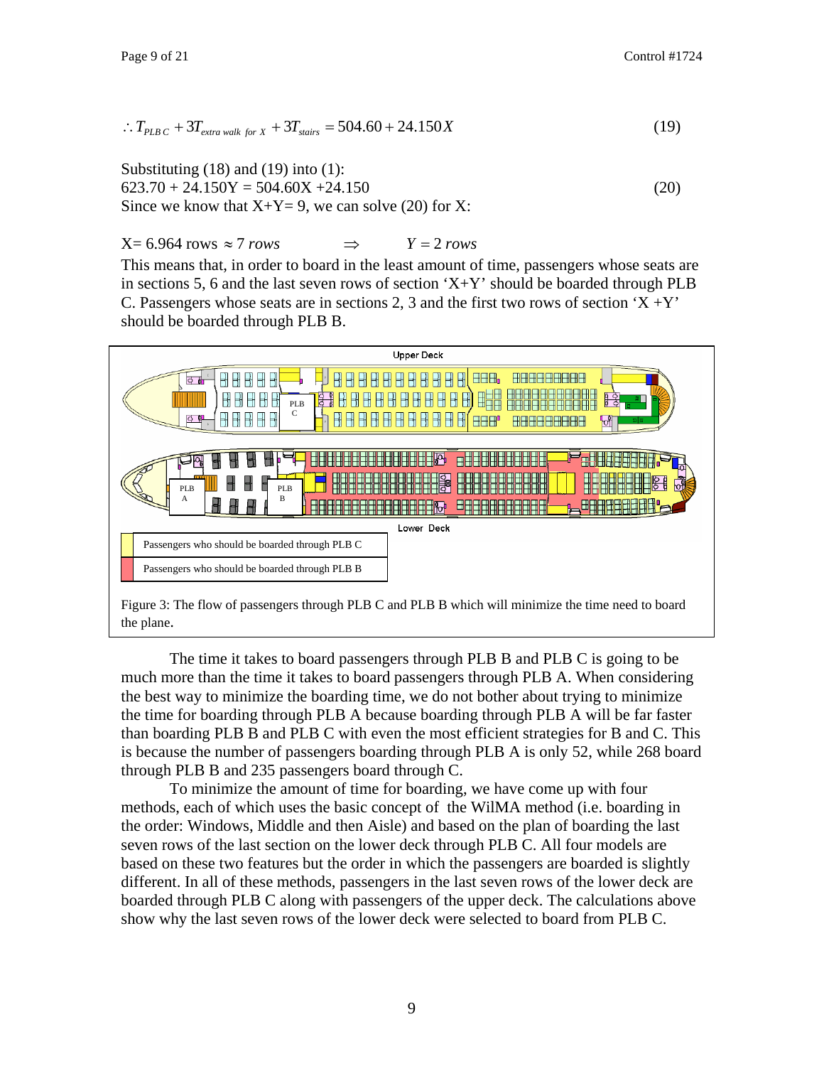$$\therefore T_{PLB\,C} + 3T_{extra\ walk\ \ for\ X} + 3T_{stairs} = 504.60 + 24.150X \tag{19}$$

Substituting (18) and (19) into (1):

$$623.70 + 24.150Y = 504.60X + 24.150 \tag{20}$$

Since we know that X+Y= 9, we can solve (20) for X:

$$X = 6.964 \text{ rows} \approx 7\ rows \qquad \Rightarrow \qquad Y = 2\ rows$$

This means that, in order to board in the least amount of time, passengers whose seats are in sections 5, 6 and the last seven rows of section 'X+Y' should be boarded through PLB C. Passengers whose seats are in sections 2, 3 and the first two rows of section 'X +Y' should be boarded through PLB B.

| | |
|---|---|
| (yellow) | Passengers who should be boarded through PLB C |
| (red) | Passengers who should be boarded through PLB B |

Figure 3: The flow of passengers through PLB C and PLB B which will minimize the time need to board the plane.

The time it takes to board passengers through PLB B and PLB C is going to be much more than the time it takes to board passengers through PLB A. When considering the best way to minimize the boarding time, we do not bother about trying to minimize the time for boarding through PLB A because boarding through PLB A will be far faster than boarding PLB B and PLB C with even the most efficient strategies for B and C. This is because the number of passengers boarding through PLB A is only 52, while 268 board through PLB B and 235 passengers board through C.

To minimize the amount of time for boarding, we have come up with four methods, each of which uses the basic concept of the WilMA method (i.e. boarding in the order: Windows, Middle and then Aisle) and based on the plan of boarding the last seven rows of the last section on the lower deck through PLB C. All four models are based on these two features but the order in which the passengers are boarded is slightly different. In all of these methods, passengers in the last seven rows of the lower deck are boarded through PLB C along with passengers of the upper deck. The calculations above show why the last seven rows of the lower deck were selected to board from PLB C.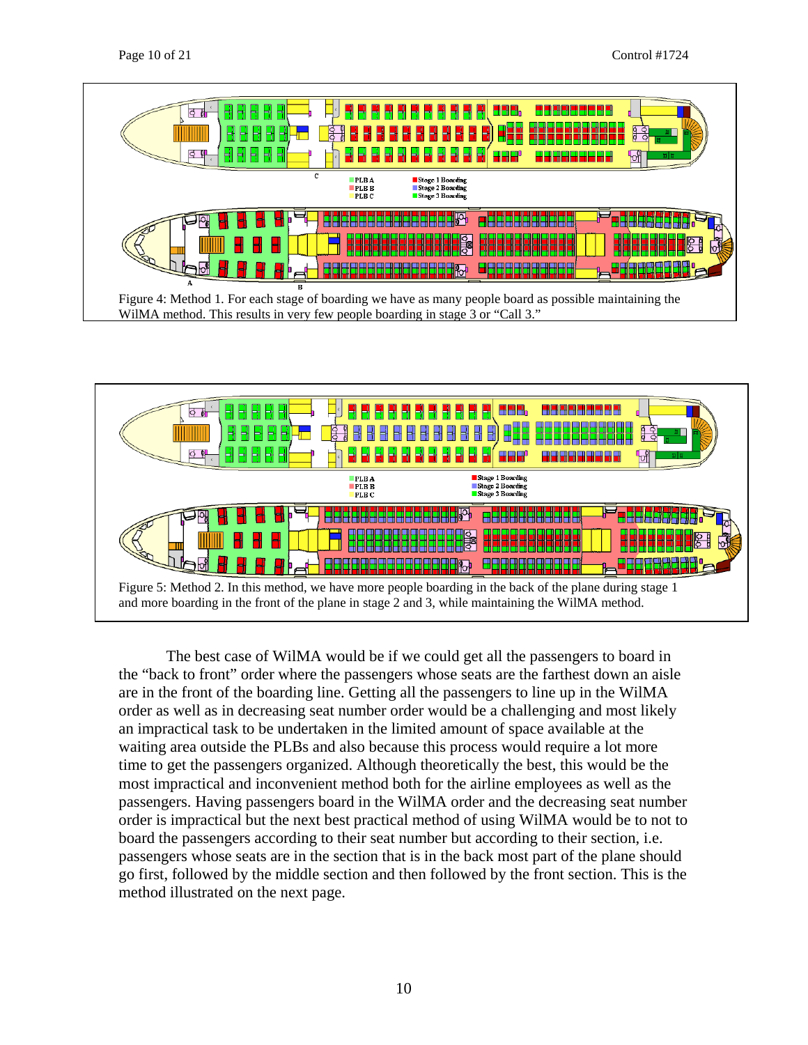Figure 4: Method 1. For each stage of boarding we have as many people board as possible maintaining the WilMA method. This results in very few people boarding in stage 3 or "Call 3."

Figure 5: Method 2. In this method, we have more people boarding in the back of the plane during stage 1 and more boarding in the front of the plane in stage 2 and 3, while maintaining the WilMA method.

The best case of WilMA would be if we could get all the passengers to board in the "back to front" order where the passengers whose seats are the farthest down an aisle are in the front of the boarding line. Getting all the passengers to line up in the WilMA order as well as in decreasing seat number order would be a challenging and most likely an impractical task to be undertaken in the limited amount of space available at the waiting area outside the PLBs and also because this process would require a lot more time to get the passengers organized. Although theoretically the best, this would be the most impractical and inconvenient method both for the airline employees as well as the passengers. Having passengers board in the WilMA order and the decreasing seat number order is impractical but the next best practical method of using WilMA would be to not to board the passengers according to their seat number but according to their section, i.e. passengers whose seats are in the section that is in the back most part of the plane should go first, followed by the middle section and then followed by the front section. This is the method illustrated on the next page.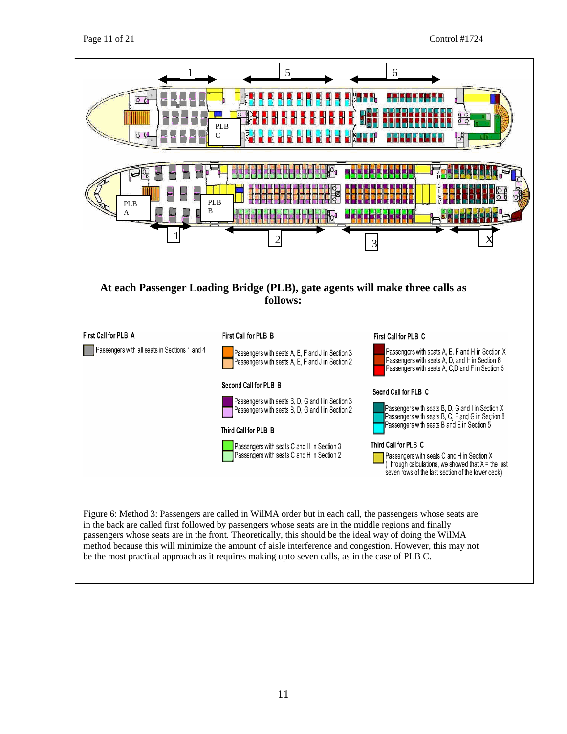**At each Passenger Loading Bridge (PLB), gate agents will make three calls as follows:**

**First Call for PLB A**
- Passengers with all seats in Sections 1 and 4

**First Call for PLB B**
- Passengers with seats A, E, F and J in Section 3
- Passengers with seats A, E, F and J in Section 2

**Second Call for PLB B**
- Passengers with seats B, D, G and I in Section 3
- Passengers with seats B, D, G and I in Section 2

**Third Call for PLB B**
- Passengers with seats C and H in Section 3
- Passengers with seats C and H in Section 2

**First Call for PLB C**
- Passengers with seats A, E, F and H in Section X
- Passengers with seats A, D, and H in Section 6
- Passengers with seats A, C,D and F in Section 5

**Secnd Call for PLB C**
- Passengers with seats B, D, G and I in Section X
- Passengers with seats B, C, F and G in Section 6
- Passengers with seats B and E in Section 5

**Third Call for PLB C**
- Passengers with seats C and H in Section X (Through calculations, we showed that X = the last seven rows of the last section of the lower deck)

Figure 6: Method 3: Passengers are called in WilMA order but in each call, the passengers whose seats are in the back are called first followed by passengers whose seats are in the middle regions and finally passengers whose seats are in the front. Theoretically, this should be the ideal way of doing the WilMA method because this will minimize the amount of aisle interference and congestion. However, this may not be the most practical approach as it requires making upto seven calls, as in the case of PLB C.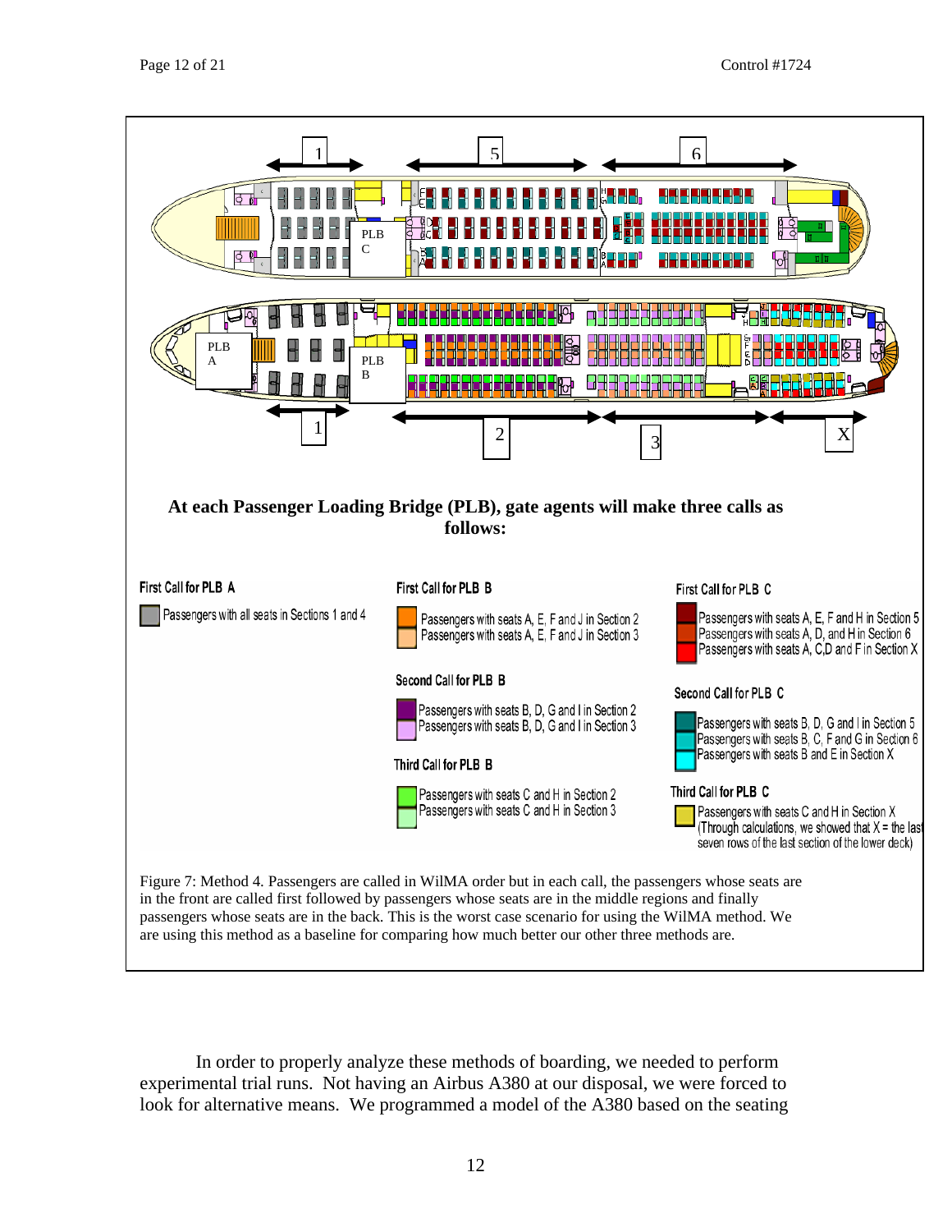**At each Passenger Loading Bridge (PLB), gate agents will make three calls as follows:**

**First Call for PLB A**

- Passengers with all seats in Sections 1 and 4

**First Call for PLB B**

- Passengers with seats A, E, F and J in Section 2
- Passengers with seats A, E, F and J in Section 3

**Second Call for PLB B**

- Passengers with seats B, D, G and I in Section 2
- Passengers with seats B, D, G and I in Section 3

**Third Call for PLB B**

- Passengers with seats C and H in Section 2
- Passengers with seats C and H in Section 3

**First Call for PLB C**

- Passengers with seats A, E, F and H in Section 5
- Passengers with seats A, D, and H in Section 6
- Passengers with seats A, C,D and F in Section X

**Second Call for PLB C**

- Passengers with seats B, D, G and I in Section 5
- Passengers with seats B, C, F and G in Section 6
- Passengers with seats B and E in Section X

**Third Call for PLB C**

- Passengers with seats C and H in Section X (Through calculations, we showed that X = the last seven rows of the last section of the lower deck)

Figure 7: Method 4. Passengers are called in WilMA order but in each call, the passengers whose seats are in the front are called first followed by passengers whose seats are in the middle regions and finally passengers whose seats are in the back. This is the worst case scenario for using the WilMA method. We are using this method as a baseline for comparing how much better our other three methods are.

In order to properly analyze these methods of boarding, we needed to perform experimental trial runs. Not having an Airbus A380 at our disposal, we were forced to look for alternative means. We programmed a model of the A380 based on the seating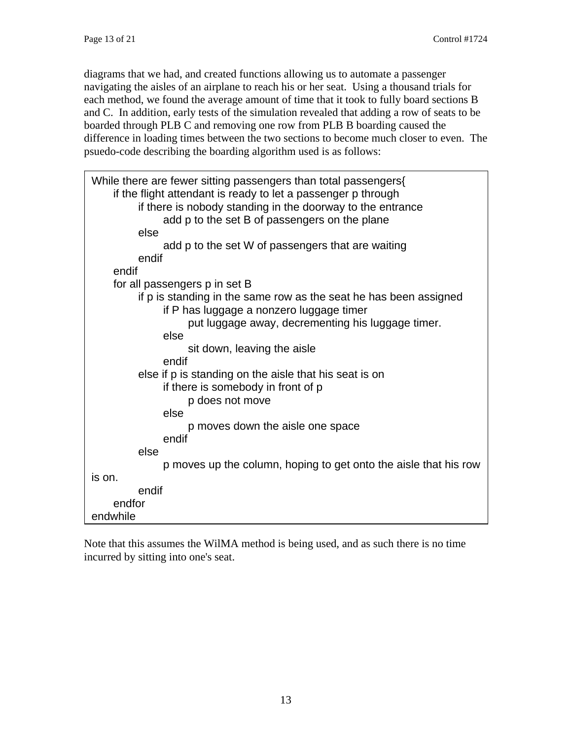diagrams that we had, and created functions allowing us to automate a passenger navigating the aisles of an airplane to reach his or her seat. Using a thousand trials for each method, we found the average amount of time that it took to fully board sections B and C. In addition, early tests of the simulation revealed that adding a row of seats to be boarded through PLB C and removing one row from PLB B boarding caused the difference in loading times between the two sections to become much closer to even. The psuedo-code describing the boarding algorithm used is as follows:

```
While there are fewer sitting passengers than total passengers{
    if the flight attendant is ready to let a passenger p through
        if there is nobody standing in the doorway to the entrance
            add p to the set B of passengers on the plane
        else
            add p to the set W of passengers that are waiting
        endif
    endif
    for all passengers p in set B
        if p is standing in the same row as the seat he has been assigned
            if P has luggage a nonzero luggage timer
                put luggage away, decrementing his luggage timer.
            else
                sit down, leaving the aisle
            endif
        else if p is standing on the aisle that his seat is on
            if there is somebody in front of p
                p does not move
            else
                p moves down the aisle one space
            endif
        else
            p moves up the column, hoping to get onto the aisle that his row
is on.
        endif
    endfor
endwhile
```

Note that this assumes the WilMA method is being used, and as such there is no time incurred by sitting into one's seat.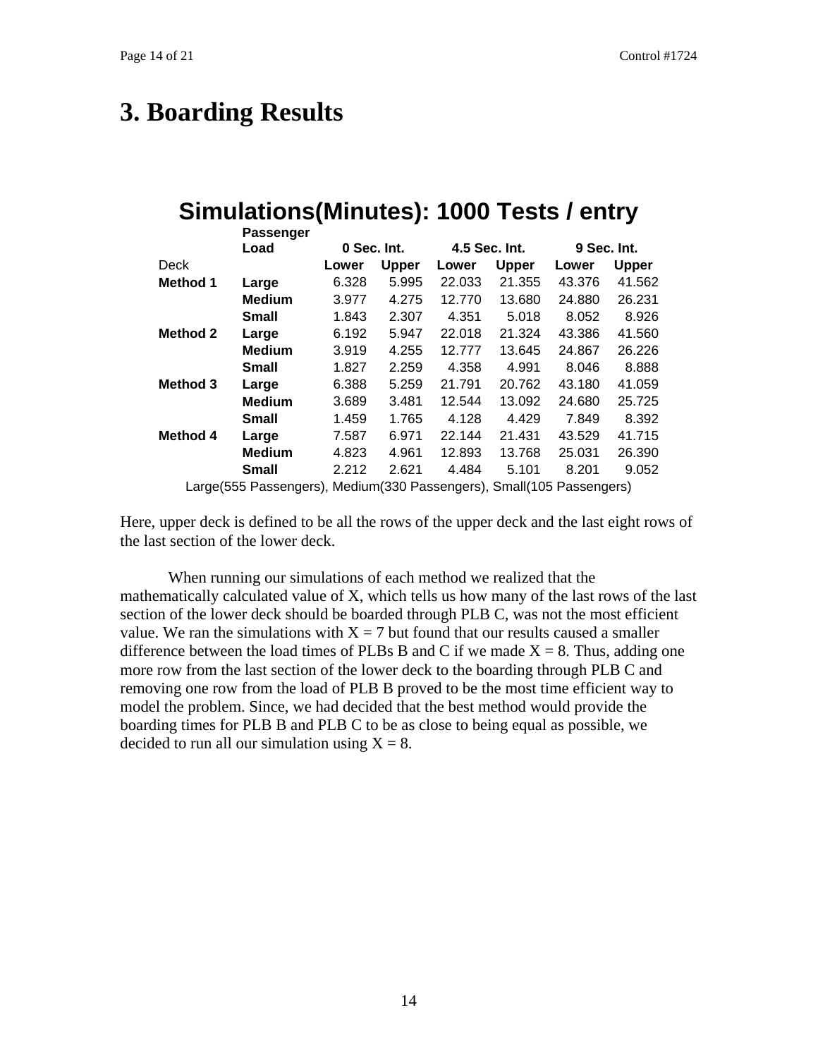# 3. Boarding Results

**Simulations(Minutes): 1000 Tests / entry**

| | Passenger Load | 0 Sec. Int. | | 4.5 Sec. Int. | | 9 Sec. Int. | |
|---|---|---|---|---|---|---|---|
| Deck | | Lower | Upper | Lower | Upper | Lower | Upper |
| **Method 1** | **Large** | 6.328 | 5.995 | 22.033 | 21.355 | 43.376 | 41.562 |
| | **Medium** | 3.977 | 4.275 | 12.770 | 13.680 | 24.880 | 26.231 |
| | **Small** | 1.843 | 2.307 | 4.351 | 5.018 | 8.052 | 8.926 |
| **Method 2** | **Large** | 6.192 | 5.947 | 22.018 | 21.324 | 43.386 | 41.560 |
| | **Medium** | 3.919 | 4.255 | 12.777 | 13.645 | 24.867 | 26.226 |
| | **Small** | 1.827 | 2.259 | 4.358 | 4.991 | 8.046 | 8.888 |
| **Method 3** | **Large** | 6.388 | 5.259 | 21.791 | 20.762 | 43.180 | 41.059 |
| | **Medium** | 3.689 | 3.481 | 12.544 | 13.092 | 24.680 | 25.725 |
| | **Small** | 1.459 | 1.765 | 4.128 | 4.429 | 7.849 | 8.392 |
| **Method 4** | **Large** | 7.587 | 6.971 | 22.144 | 21.431 | 43.529 | 41.715 |
| | **Medium** | 4.823 | 4.961 | 12.893 | 13.768 | 25.031 | 26.390 |
| | **Small** | 2.212 | 2.621 | 4.484 | 5.101 | 8.201 | 9.052 |

Large(555 Passengers), Medium(330 Passengers), Small(105 Passengers)

Here, upper deck is defined to be all the rows of the upper deck and the last eight rows of the last section of the lower deck.

When running our simulations of each method we realized that the mathematically calculated value of X, which tells us how many of the last rows of the last section of the lower deck should be boarded through PLB C, was not the most efficient value. We ran the simulations with $X = 7$ but found that our results caused a smaller difference between the load times of PLBs B and C if we made $X = 8$. Thus, adding one more row from the last section of the lower deck to the boarding through PLB C and removing one row from the load of PLB B proved to be the most time efficient way to model the problem. Since, we had decided that the best method would provide the boarding times for PLB B and PLB C to be as close to being equal as possible, we decided to run all our simulation using $X = 8$.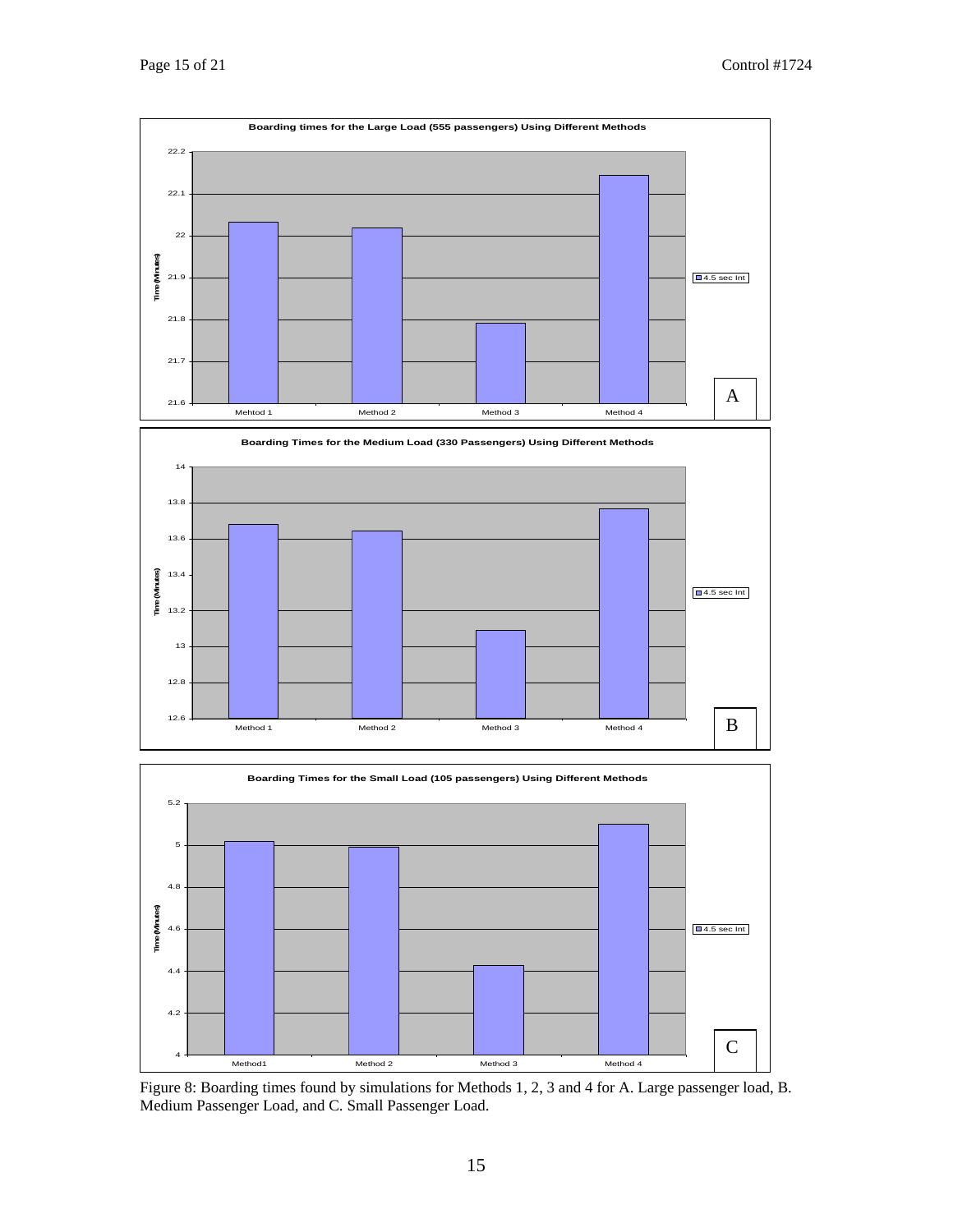Figure 8: Boarding times found by simulations for Methods 1, 2, 3 and 4 for A. Large passenger load, B. Medium Passenger Load, and C. Small Passenger Load.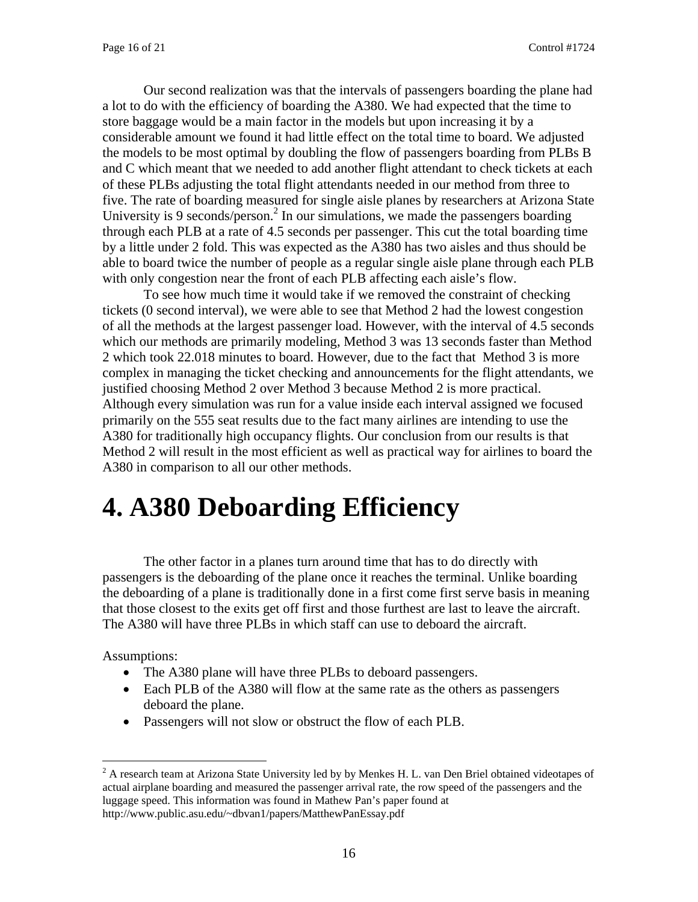Our second realization was that the intervals of passengers boarding the plane had a lot to do with the efficiency of boarding the A380. We had expected that the time to store baggage would be a main factor in the models but upon increasing it by a considerable amount we found it had little effect on the total time to board. We adjusted the models to be most optimal by doubling the flow of passengers boarding from PLBs B and C which meant that we needed to add another flight attendant to check tickets at each of these PLBs adjusting the total flight attendants needed in our method from three to five. The rate of boarding measured for single aisle planes by researchers at Arizona State University is 9 seconds/person.[2] In our simulations, we made the passengers boarding through each PLB at a rate of 4.5 seconds per passenger. This cut the total boarding time by a little under 2 fold. This was expected as the A380 has two aisles and thus should be able to board twice the number of people as a regular single aisle plane through each PLB with only congestion near the front of each PLB affecting each aisle's flow.

To see how much time it would take if we removed the constraint of checking tickets (0 second interval), we were able to see that Method 2 had the lowest congestion of all the methods at the largest passenger load. However, with the interval of 4.5 seconds which our methods are primarily modeling, Method 3 was 13 seconds faster than Method 2 which took 22.018 minutes to board. However, due to the fact that Method 3 is more complex in managing the ticket checking and announcements for the flight attendants, we justified choosing Method 2 over Method 3 because Method 2 is more practical. Although every simulation was run for a value inside each interval assigned we focused primarily on the 555 seat results due to the fact many airlines are intending to use the A380 for traditionally high occupancy flights. Our conclusion from our results is that Method 2 will result in the most efficient as well as practical way for airlines to board the A380 in comparison to all our other methods.

# 4. A380 Deboarding Efficiency

The other factor in a planes turn around time that has to do directly with passengers is the deboarding of the plane once it reaches the terminal. Unlike boarding the deboarding of a plane is traditionally done in a first come first serve basis in meaning that those closest to the exits get off first and those furthest are last to leave the aircraft. The A380 will have three PLBs in which staff can use to deboard the aircraft.

Assumptions:

- The A380 plane will have three PLBs to deboard passengers.
- Each PLB of the A380 will flow at the same rate as the others as passengers deboard the plane.
- Passengers will not slow or obstruct the flow of each PLB.

---

[2] A research team at Arizona State University led by by Menkes H. L. van Den Briel obtained videotapes of actual airplane boarding and measured the passenger arrival rate, the row speed of the passengers and the luggage speed. This information was found in Mathew Pan's paper found at http://www.public.asu.edu/~dbvan1/papers/MatthewPanEssay.pdf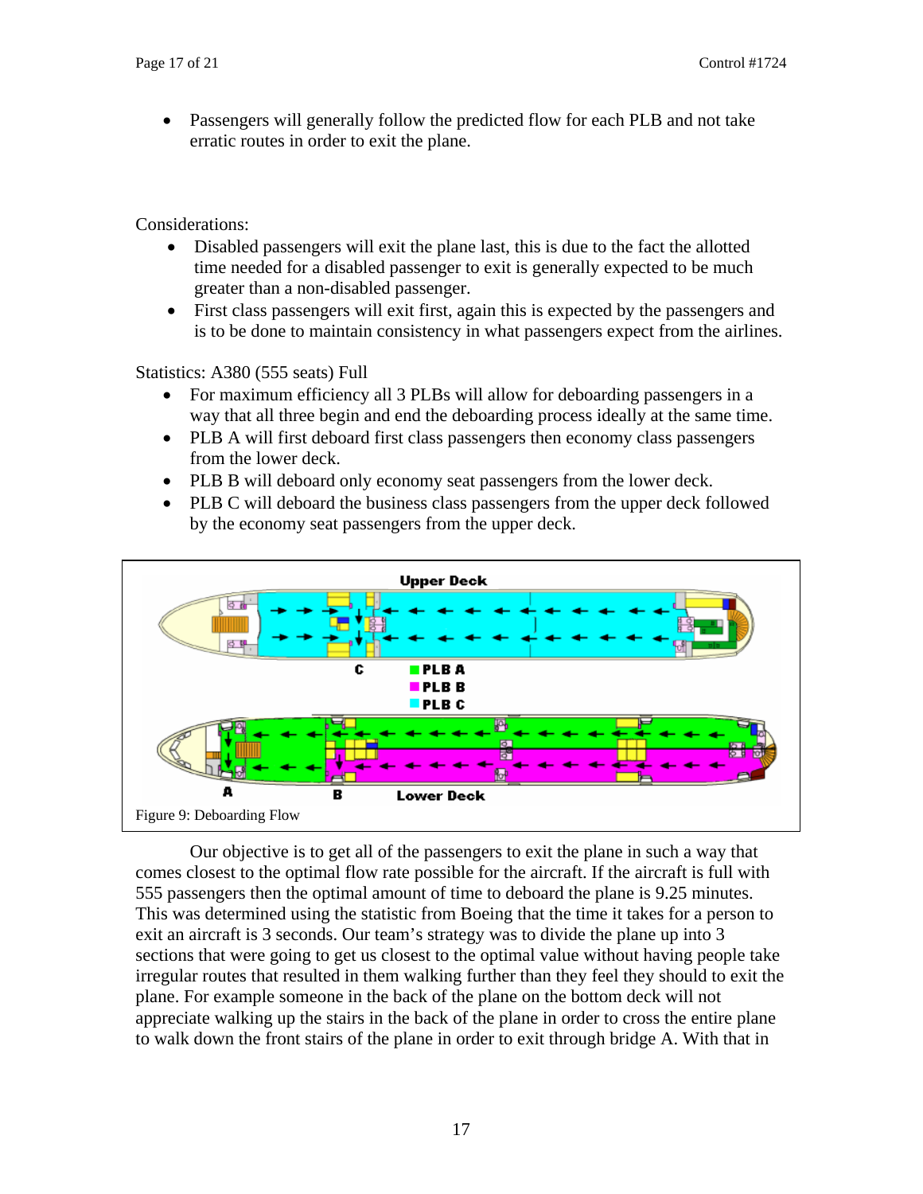- Passengers will generally follow the predicted flow for each PLB and not take erratic routes in order to exit the plane.

Considerations:

- Disabled passengers will exit the plane last, this is due to the fact the allotted time needed for a disabled passenger to exit is generally expected to be much greater than a non-disabled passenger.
- First class passengers will exit first, again this is expected by the passengers and is to be done to maintain consistency in what passengers expect from the airlines.

Statistics: A380 (555 seats) Full

- For maximum efficiency all 3 PLBs will allow for deboarding passengers in a way that all three begin and end the deboarding process ideally at the same time.
- PLB A will first deboard first class passengers then economy class passengers from the lower deck.
- PLB B will deboard only economy seat passengers from the lower deck.
- PLB C will deboard the business class passengers from the upper deck followed by the economy seat passengers from the upper deck.

Figure 9: Deboarding Flow

Our objective is to get all of the passengers to exit the plane in such a way that comes closest to the optimal flow rate possible for the aircraft. If the aircraft is full with 555 passengers then the optimal amount of time to deboard the plane is 9.25 minutes. This was determined using the statistic from Boeing that the time it takes for a person to exit an aircraft is 3 seconds. Our team's strategy was to divide the plane up into 3 sections that were going to get us closest to the optimal value without having people take irregular routes that resulted in them walking further than they feel they should to exit the plane. For example someone in the back of the plane on the bottom deck will not appreciate walking up the stairs in the back of the plane in order to cross the entire plane to walk down the front stairs of the plane in order to exit through bridge A. With that in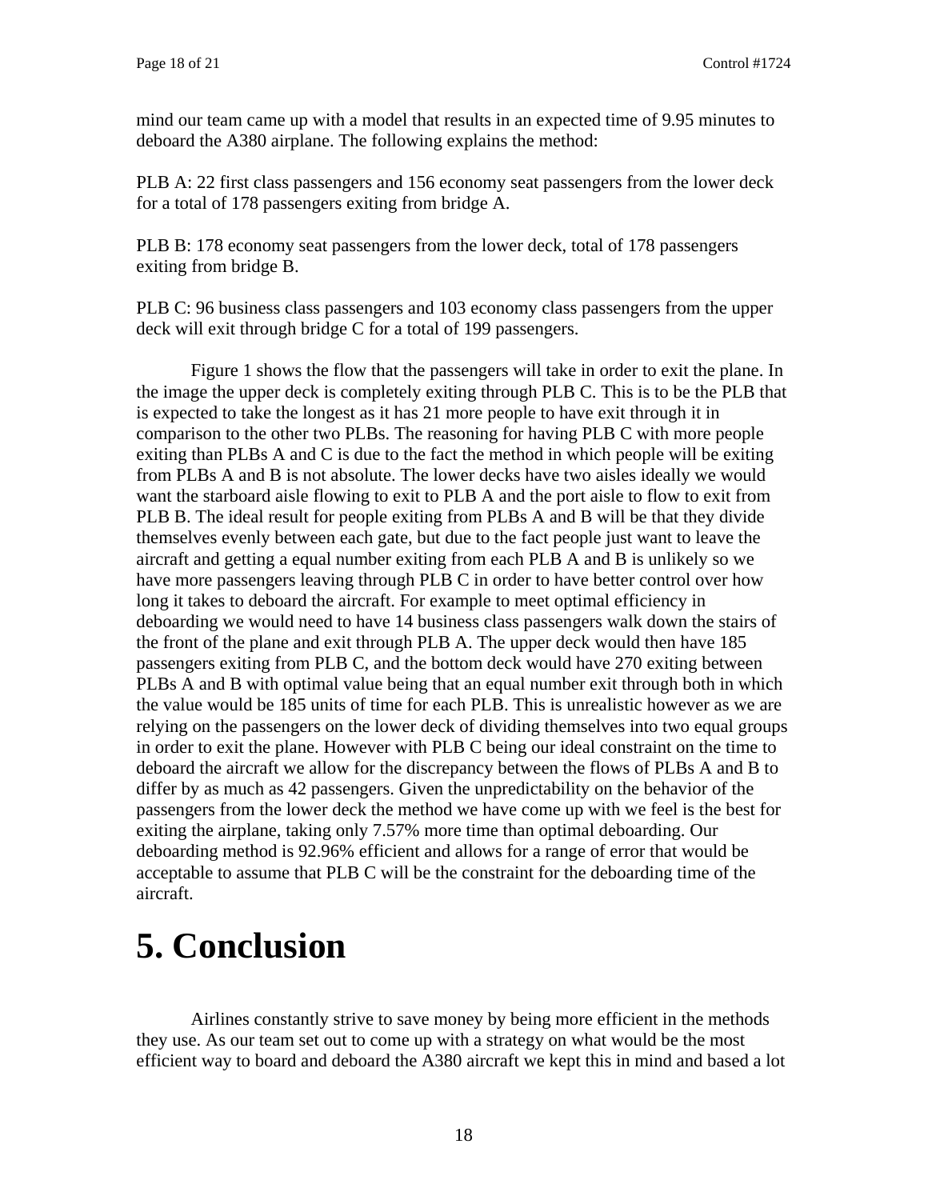mind our team came up with a model that results in an expected time of 9.95 minutes to deboard the A380 airplane. The following explains the method:

PLB A: 22 first class passengers and 156 economy seat passengers from the lower deck for a total of 178 passengers exiting from bridge A.

PLB B: 178 economy seat passengers from the lower deck, total of 178 passengers exiting from bridge B.

PLB C: 96 business class passengers and 103 economy class passengers from the upper deck will exit through bridge C for a total of 199 passengers.

Figure 1 shows the flow that the passengers will take in order to exit the plane. In the image the upper deck is completely exiting through PLB C. This is to be the PLB that is expected to take the longest as it has 21 more people to have exit through it in comparison to the other two PLBs. The reasoning for having PLB C with more people exiting than PLBs A and C is due to the fact the method in which people will be exiting from PLBs A and B is not absolute. The lower decks have two aisles ideally we would want the starboard aisle flowing to exit to PLB A and the port aisle to flow to exit from PLB B. The ideal result for people exiting from PLBs A and B will be that they divide themselves evenly between each gate, but due to the fact people just want to leave the aircraft and getting a equal number exiting from each PLB A and B is unlikely so we have more passengers leaving through PLB C in order to have better control over how long it takes to deboard the aircraft. For example to meet optimal efficiency in deboarding we would need to have 14 business class passengers walk down the stairs of the front of the plane and exit through PLB A. The upper deck would then have 185 passengers exiting from PLB C, and the bottom deck would have 270 exiting between PLBs A and B with optimal value being that an equal number exit through both in which the value would be 185 units of time for each PLB. This is unrealistic however as we are relying on the passengers on the lower deck of dividing themselves into two equal groups in order to exit the plane. However with PLB C being our ideal constraint on the time to deboard the aircraft we allow for the discrepancy between the flows of PLBs A and B to differ by as much as 42 passengers. Given the unpredictability on the behavior of the passengers from the lower deck the method we have come up with we feel is the best for exiting the airplane, taking only 7.57% more time than optimal deboarding. Our deboarding method is 92.96% efficient and allows for a range of error that would be acceptable to assume that PLB C will be the constraint for the deboarding time of the aircraft.

# 5. Conclusion

Airlines constantly strive to save money by being more efficient in the methods they use. As our team set out to come up with a strategy on what would be the most efficient way to board and deboard the A380 aircraft we kept this in mind and based a lot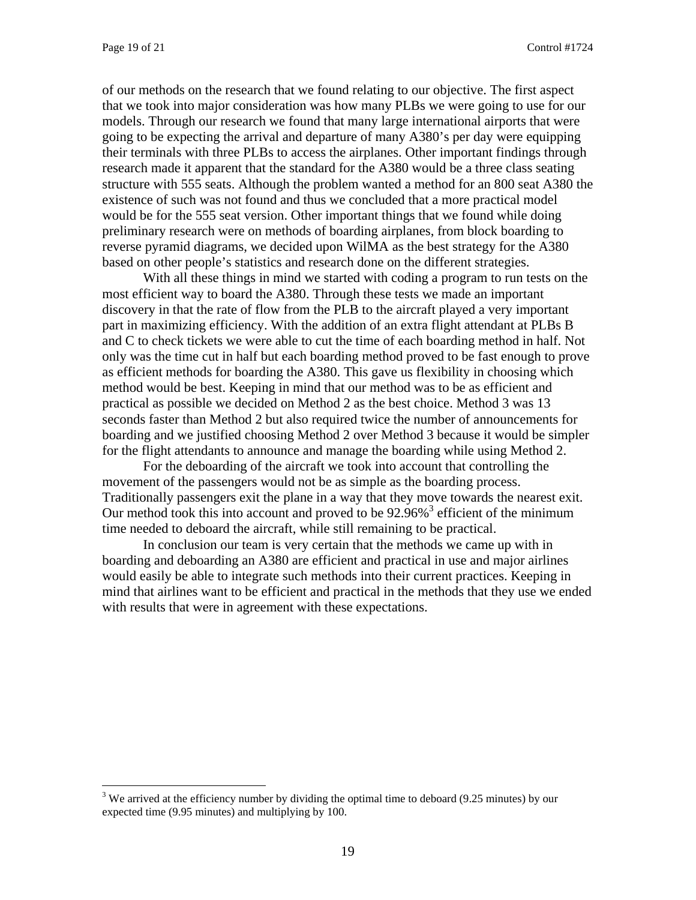of our methods on the research that we found relating to our objective. The first aspect that we took into major consideration was how many PLBs we were going to use for our models. Through our research we found that many large international airports that were going to be expecting the arrival and departure of many A380's per day were equipping their terminals with three PLBs to access the airplanes. Other important findings through research made it apparent that the standard for the A380 would be a three class seating structure with 555 seats. Although the problem wanted a method for an 800 seat A380 the existence of such was not found and thus we concluded that a more practical model would be for the 555 seat version. Other important things that we found while doing preliminary research were on methods of boarding airplanes, from block boarding to reverse pyramid diagrams, we decided upon WilMA as the best strategy for the A380 based on other people's statistics and research done on the different strategies.

With all these things in mind we started with coding a program to run tests on the most efficient way to board the A380. Through these tests we made an important discovery in that the rate of flow from the PLB to the aircraft played a very important part in maximizing efficiency. With the addition of an extra flight attendant at PLBs B and C to check tickets we were able to cut the time of each boarding method in half. Not only was the time cut in half but each boarding method proved to be fast enough to prove as efficient methods for boarding the A380. This gave us flexibility in choosing which method would be best. Keeping in mind that our method was to be as efficient and practical as possible we decided on Method 2 as the best choice. Method 3 was 13 seconds faster than Method 2 but also required twice the number of announcements for boarding and we justified choosing Method 2 over Method 3 because it would be simpler for the flight attendants to announce and manage the boarding while using Method 2.

For the deboarding of the aircraft we took into account that controlling the movement of the passengers would not be as simple as the boarding process. Traditionally passengers exit the plane in a way that they move towards the nearest exit. Our method took this into account and proved to be 92.96%[3] efficient of the minimum time needed to deboard the aircraft, while still remaining to be practical.

In conclusion our team is very certain that the methods we came up with in boarding and deboarding an A380 are efficient and practical in use and major airlines would easily be able to integrate such methods into their current practices. Keeping in mind that airlines want to be efficient and practical in the methods that they use we ended with results that were in agreement with these expectations.

---

[3] We arrived at the efficiency number by dividing the optimal time to deboard (9.25 minutes) by our expected time (9.95 minutes) and multiplying by 100.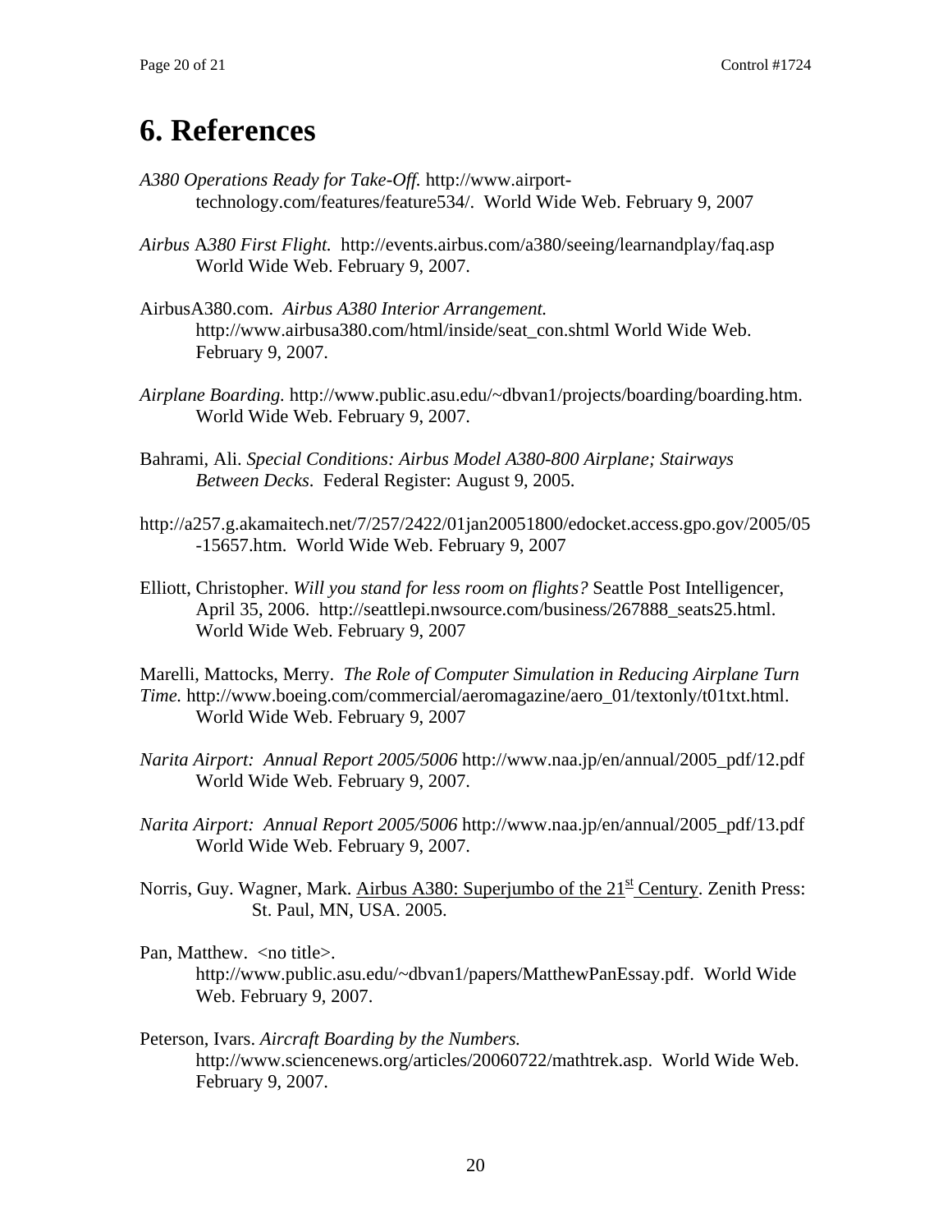# 6. References

*A380 Operations Ready for Take-Off.* http://www.airport-technology.com/features/feature534/. World Wide Web. February 9, 2007

*Airbus* A*380 First Flight.* http://events.airbus.com/a380/seeing/learnandplay/faq.asp World Wide Web. February 9, 2007.

AirbusA380.com. *Airbus A380 Interior Arrangement.* http://www.airbusa380.com/html/inside/seat_con.shtml World Wide Web. February 9, 2007.

*Airplane Boarding.* http://www.public.asu.edu/~dbvan1/projects/boarding/boarding.htm. World Wide Web. February 9, 2007.

Bahrami, Ali. *Special Conditions: Airbus Model A380-800 Airplane; Stairways Between Decks*. Federal Register: August 9, 2005.

http://a257.g.akamaitech.net/7/257/2422/01jan20051800/edocket.access.gpo.gov/2005/05-15657.htm. World Wide Web. February 9, 2007

Elliott, Christopher. *Will you stand for less room on flights?* Seattle Post Intelligencer, April 35, 2006. http://seattlepi.nwsource.com/business/267888_seats25.html. World Wide Web. February 9, 2007

Marelli, Mattocks, Merry. *The Role of Computer Simulation in Reducing Airplane Turn Time.* http://www.boeing.com/commercial/aeromagazine/aero_01/textonly/t01txt.html. World Wide Web. February 9, 2007

*Narita Airport: Annual Report 2005/5006* http://www.naa.jp/en/annual/2005_pdf/12.pdf World Wide Web. February 9, 2007.

*Narita Airport: Annual Report 2005/5006* http://www.naa.jp/en/annual/2005_pdf/13.pdf World Wide Web. February 9, 2007.

Norris, Guy. Wagner, Mark. <u>Airbus A380: Superjumbo of the 21st Century</u>. Zenith Press: St. Paul, MN, USA. 2005.

Pan, Matthew. <no title>. http://www.public.asu.edu/~dbvan1/papers/MatthewPanEssay.pdf. World Wide Web. February 9, 2007.

Peterson, Ivars. *Aircraft Boarding by the Numbers.* http://www.sciencenews.org/articles/20060722/mathtrek.asp. World Wide Web. February 9, 2007.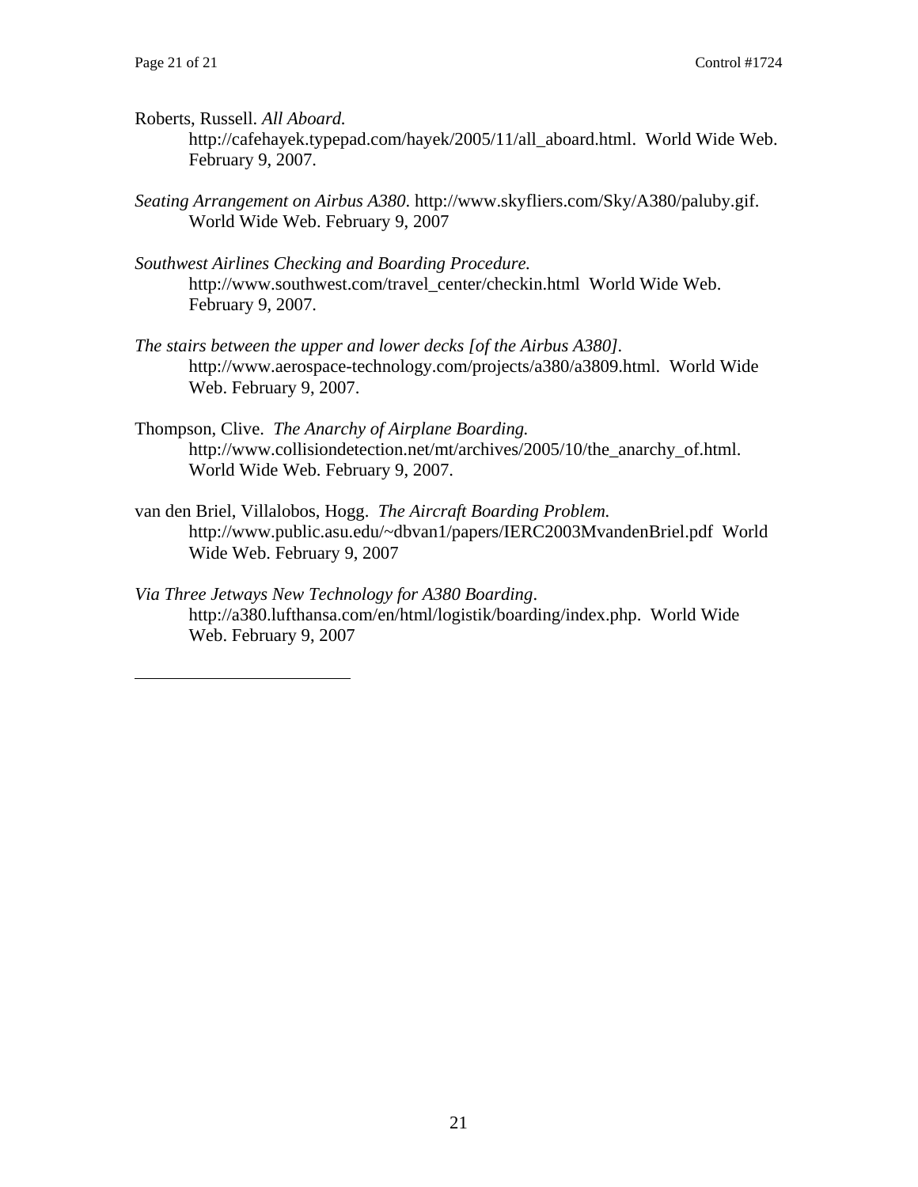Roberts, Russell. *All Aboard.* http://cafehayek.typepad.com/hayek/2005/11/all_aboard.html. World Wide Web. February 9, 2007.

*Seating Arrangement on Airbus A380.* http://www.skyfliers.com/Sky/A380/paluby.gif. World Wide Web. February 9, 2007

*Southwest Airlines Checking and Boarding Procedure.* http://www.southwest.com/travel_center/checkin.html World Wide Web. February 9, 2007.

*The stairs between the upper and lower decks [of the Airbus A380].* http://www.aerospace-technology.com/projects/a380/a3809.html. World Wide Web. February 9, 2007.

Thompson, Clive. *The Anarchy of Airplane Boarding.* http://www.collisiondetection.net/mt/archives/2005/10/the_anarchy_of.html. World Wide Web. February 9, 2007.

van den Briel, Villalobos, Hogg. *The Aircraft Boarding Problem.* http://www.public.asu.edu/~dbvan1/papers/IERC2003MvandenBriel.pdf World Wide Web. February 9, 2007

*Via Three Jetways New Technology for A380 Boarding*. http://a380.lufthansa.com/en/html/logistik/boarding/index.php. World Wide Web. February 9, 2007